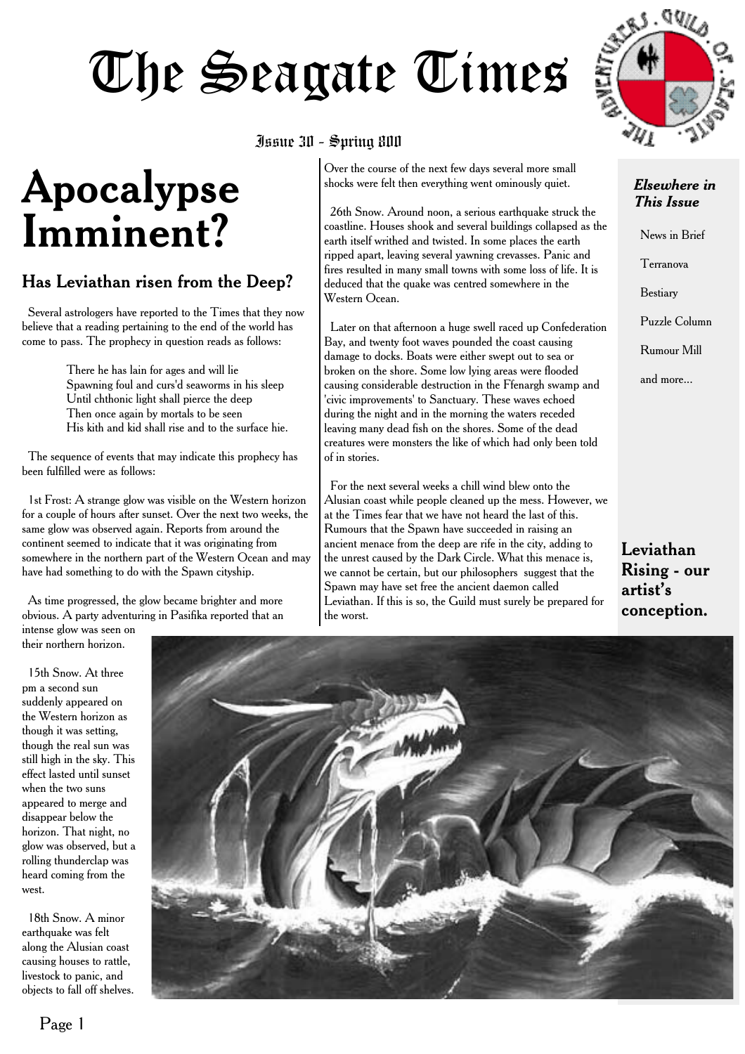# The Seagate Times

Issue 30 - Spring 800

# Apocalypse Imminent?

## Has Leviathan risen from the Deep?

Several astrologers have reported to the Times that they now believe that a reading pertaining to the end of the world has come to pass. The prophecy in question reads as follows:

> There he has lain for ages and will lie
> Spawning foul and curs'd seaworms in his sleep
> Until chthonic light shall pierce the deep
> Then once again by mortals to be seen
> His kith and kid shall rise and to the surface hie.

The sequence of events that may indicate this prophecy has been fulfilled were as follows:

1st Frost: A strange glow was visible on the Western horizon for a couple of hours after sunset. Over the next two weeks, the same glow was observed again. Reports from around the continent seemed to indicate that it was originating from somewhere in the northern part of the Western Ocean and may have had something to do with the Spawn cityship.

As time progressed, the glow became brighter and more obvious. A party adventuring in Pasifika reported that an intense glow was seen on their northern horizon.

15th Snow. At three pm a second sun suddenly appeared on the Western horizon as though it was setting, though the real sun was still high in the sky. This effect lasted until sunset when the two suns appeared to merge and disappear below the horizon. That night, no glow was observed, but a rolling thunderclap was heard coming from the west.

18th Snow. A minor earthquake was felt along the Alusian coast causing houses to rattle, livestock to panic, and objects to fall off shelves. Over the course of the next few days several more small shocks were felt then everything went ominously quiet.

26th Snow. Around noon, a serious earthquake struck the coastline. Houses shook and several buildings collapsed as the earth itself writhed and twisted. In some places the earth ripped apart, leaving several yawning crevasses. Panic and fires resulted in many small towns with some loss of life. It is deduced that the quake was centred somewhere in the Western Ocean.

Later on that afternoon a huge swell raced up Confederation Bay, and twenty foot waves pounded the coast causing damage to docks. Boats were either swept out to sea or broken on the shore. Some low lying areas were flooded causing considerable destruction in the Ffenargh swamp and 'civic improvements' to Sanctuary. These waves echoed during the night and in the morning the waters receded leaving many dead fish on the shores. Some of the dead creatures were monsters the like of which had only been told of in stories.

For the next several weeks a chill wind blew onto the Alusian coast while people cleaned up the mess. However, we at the Times fear that we have not heard the last of this. Rumours that the Spawn have succeeded in raising an ancient menace from the deep are rife in the city, adding to the unrest caused by the Dark Circle. What this menace is, we cannot be certain, but our philosophers suggest that the Spawn may have set free the ancient daemon called Leviathan. If this is so, the Guild must surely be prepared for the worst.

**Leviathan Rising - our artist's conception.**

### *Elsewhere in This Issue*

- News in Brief
- Terranova
- Bestiary
- Puzzle Column
- Rumour Mill
- and more...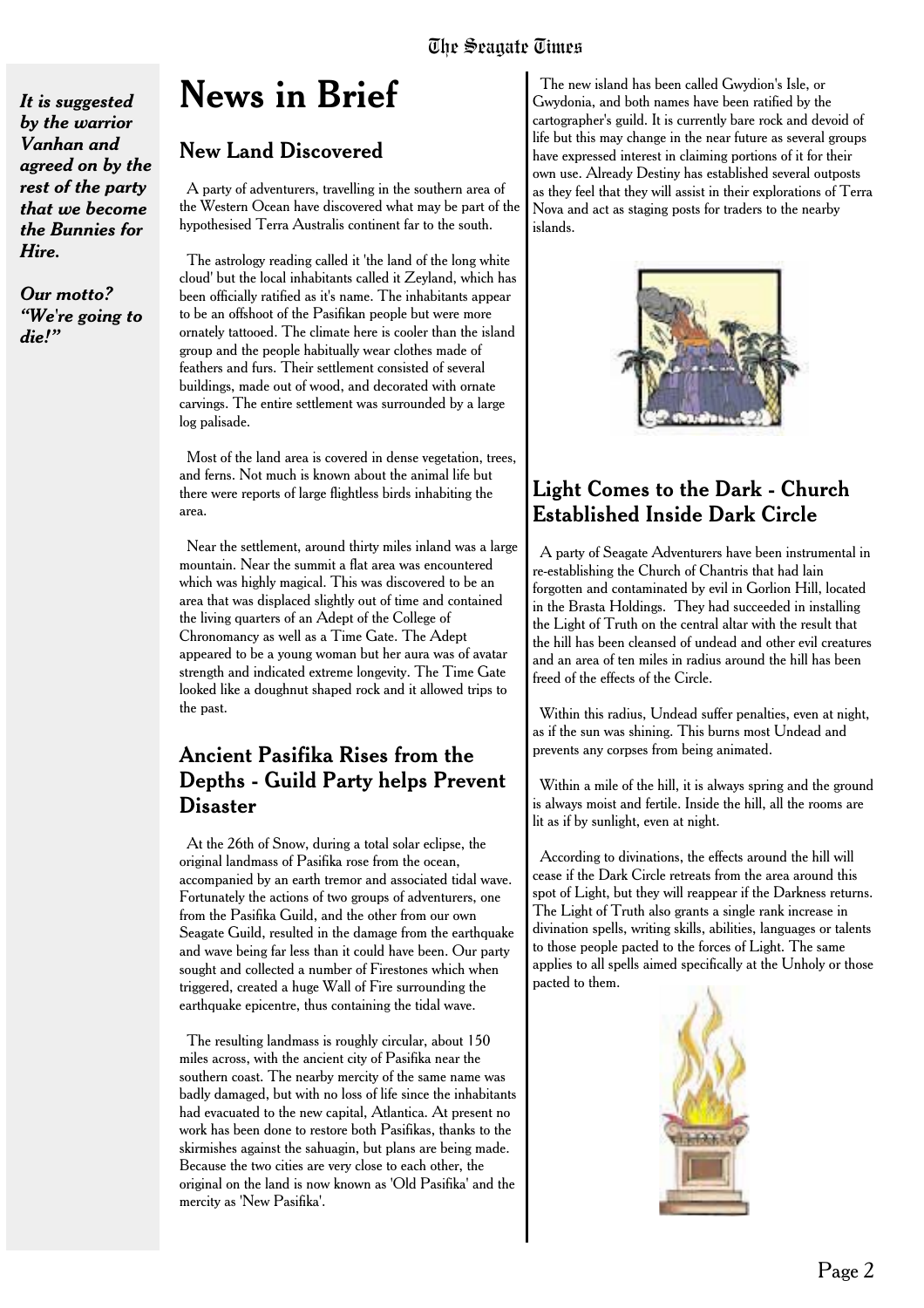*It is suggested by the warrior Vanhan and agreed on by the rest of the party that we become the Bunnies for Hire.*

*Our motto? "We're going to die!"*

# News in Brief

## New Land Discovered

A party of adventurers, travelling in the southern area of the Western Ocean have discovered what may be part of the hypothesised Terra Australis continent far to the south.

The astrology reading called it 'the land of the long white cloud' but the local inhabitants called it Zeyland, which has been officially ratified as it's name. The inhabitants appear to be an offshoot of the Pasifikan people but were more ornately tattooed. The climate here is cooler than the island group and the people habitually wear clothes made of feathers and furs. Their settlement consisted of several buildings, made out of wood, and decorated with ornate carvings. The entire settlement was surrounded by a large log palisade.

Most of the land area is covered in dense vegetation, trees, and ferns. Not much is known about the animal life but there were reports of large flightless birds inhabiting the area.

Near the settlement, around thirty miles inland was a large mountain. Near the summit a flat area was encountered which was highly magical. This was discovered to be an area that was displaced slightly out of time and contained the living quarters of an Adept of the College of Chronomancy as well as a Time Gate. The Adept appeared to be a young woman but her aura was of avatar strength and indicated extreme longevity. The Time Gate looked like a doughnut shaped rock and it allowed trips to the past.

## Ancient Pasifika Rises from the Depths - Guild Party helps Prevent Disaster

At the 26th of Snow, during a total solar eclipse, the original landmass of Pasifika rose from the ocean, accompanied by an earth tremor and associated tidal wave. Fortunately the actions of two groups of adventurers, one from the Pasifika Guild, and the other from our own Seagate Guild, resulted in the damage from the earthquake and wave being far less than it could have been. Our party sought and collected a number of Firestones which when triggered, created a huge Wall of Fire surrounding the earthquake epicentre, thus containing the tidal wave.

The resulting landmass is roughly circular, about 150 miles across, with the ancient city of Pasifika near the southern coast. The nearby mercity of the same name was badly damaged, but with no loss of life since the inhabitants had evacuated to the new capital, Atlantica. At present no work has been done to restore both Pasifikas, thanks to the skirmishes against the sahuagin, but plans are being made. Because the two cities are very close to each other, the original on the land is now known as 'Old Pasifika' and the mercity as 'New Pasifika'.

The new island has been called Gwydion's Isle, or Gwydonia, and both names have been ratified by the cartographer's guild. It is currently bare rock and devoid of life but this may change in the near future as several groups have expressed interest in claiming portions of it for their own use. Already Destiny has established several outposts as they feel that they will assist in their explorations of Terra Nova and act as staging posts for traders to the nearby islands.

## Light Comes to the Dark - Church Established Inside Dark Circle

A party of Seagate Adventurers have been instrumental in re-establishing the Church of Chantris that had lain forgotten and contaminated by evil in Gorlion Hill, located in the Brasta Holdings. They had succeeded in installing the Light of Truth on the central altar with the result that the hill has been cleansed of undead and other evil creatures and an area of ten miles in radius around the hill has been freed of the effects of the Circle.

Within this radius, Undead suffer penalties, even at night, as if the sun was shining. This burns most Undead and prevents any corpses from being animated.

Within a mile of the hill, it is always spring and the ground is always moist and fertile. Inside the hill, all the rooms are lit as if by sunlight, even at night.

According to divinations, the effects around the hill will cease if the Dark Circle retreats from the area around this spot of Light, but they will reappear if the Darkness returns. The Light of Truth also grants a single rank increase in divination spells, writing skills, abilities, languages or talents to those people pacted to the forces of Light. The same applies to all spells aimed specifically at the Unholy or those pacted to them.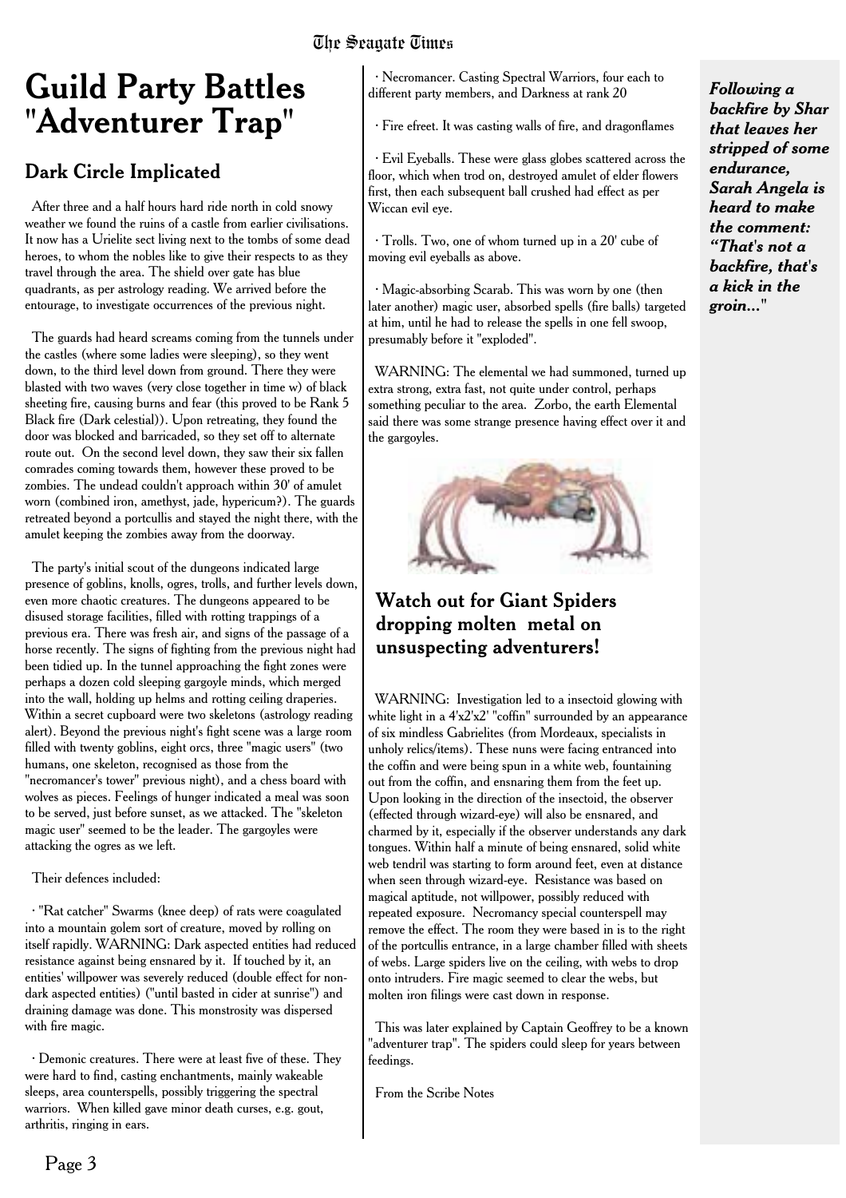# Guild Party Battles "Adventurer Trap"

## Dark Circle Implicated

After three and a half hours hard ride north in cold snowy weather we found the ruins of a castle from earlier civilisations. It now has a Urielite sect living next to the tombs of some dead heroes, to whom the nobles like to give their respects to as they travel through the area. The shield over gate has blue quadrants, as per astrology reading. We arrived before the entourage, to investigate occurrences of the previous night.

The guards had heard screams coming from the tunnels under the castles (where some ladies were sleeping), so they went down, to the third level down from ground. There they were blasted with two waves (very close together in time w) of black sheeting fire, causing burns and fear (this proved to be Rank 5 Black fire (Dark celestial)). Upon retreating, they found the door was blocked and barricaded, so they set off to alternate route out. On the second level down, they saw their six fallen comrades coming towards them, however these proved to be zombies. The undead couldn't approach within 30' of amulet worn (combined iron, amethyst, jade, hypericum?). The guards retreated beyond a portcullis and stayed the night there, with the amulet keeping the zombies away from the doorway.

The party's initial scout of the dungeons indicated large presence of goblins, knolls, ogres, trolls, and further levels down, even more chaotic creatures. The dungeons appeared to be disused storage facilities, filled with rotting trappings of a previous era. There was fresh air, and signs of the passage of a horse recently. The signs of fighting from the previous night had been tidied up. In the tunnel approaching the fight zones were perhaps a dozen cold sleeping gargoyle minds, which merged into the wall, holding up helms and rotting ceiling draperies. Within a secret cupboard were two skeletons (astrology reading alert). Beyond the previous night's fight scene was a large room filled with twenty goblins, eight orcs, three "magic users" (two humans, one skeleton, recognised as those from the "necromancer's tower" previous night), and a chess board with wolves as pieces. Feelings of hunger indicated a meal was soon to be served, just before sunset, as we attacked. The "skeleton magic user" seemed to be the leader. The gargoyles were attacking the ogres as we left.

Their defences included:

· "Rat catcher" Swarms (knee deep) of rats were coagulated into a mountain golem sort of creature, moved by rolling on itself rapidly. WARNING: Dark aspected entities had reduced resistance against being ensnared by it. If touched by it, an entities' willpower was severely reduced (double effect for non-dark aspected entities) ("until basted in cider at sunrise") and draining damage was done. This monstrosity was dispersed with fire magic.

· Demonic creatures. There were at least five of these. They were hard to find, casting enchantments, mainly wakeable sleeps, area counterspells, possibly triggering the spectral warriors. When killed gave minor death curses, e.g. gout, arthritis, ringing in ears.

· Necromancer. Casting Spectral Warriors, four each to different party members, and Darkness at rank 20

· Fire efreet. It was casting walls of fire, and dragonflames

· Evil Eyeballs. These were glass globes scattered across the floor, which when trod on, destroyed amulet of elder flowers first, then each subsequent ball crushed had effect as per Wiccan evil eye.

· Trolls. Two, one of whom turned up in a 20' cube of moving evil eyeballs as above.

· Magic-absorbing Scarab. This was worn by one (then later another) magic user, absorbed spells (fire balls) targeted at him, until he had to release the spells in one fell swoop, presumably before it "exploded".

WARNING: The elemental we had summoned, turned up extra strong, extra fast, not quite under control, perhaps something peculiar to the area. Zorbo, the earth Elemental said there was some strange presence having effect over it and the gargoyles.

### Watch out for Giant Spiders dropping molten metal on unsuspecting adventurers!

WARNING: Investigation led to a insectoid glowing with white light in a 4'x2'x2' "coffin" surrounded by an appearance of six mindless Gabrielites (from Mordeaux, specialists in unholy relics/items). These nuns were facing entranced into the coffin and were being spun in a white web, fountaining out from the coffin, and ensnaring them from the feet up. Upon looking in the direction of the insectoid, the observer (effected through wizard-eye) will also be ensnared, and charmed by it, especially if the observer understands any dark tongues. Within half a minute of being ensnared, solid white web tendril was starting to form around feet, even at distance when seen through wizard-eye. Resistance was based on magical aptitude, not willpower, possibly reduced with repeated exposure. Necromancy special counterspell may remove the effect. The room they were based in is to the right of the portcullis entrance, in a large chamber filled with sheets of webs. Large spiders live on the ceiling, with webs to drop onto intruders. Fire magic seemed to clear the webs, but molten iron filings were cast down in response.

This was later explained by Captain Geoffrey to be a known "adventurer trap". The spiders could sleep for years between feedings.

From the Scribe Notes

***Following a backfire by Shar that leaves her stripped of some endurance, Sarah Angela is heard to make the comment: "That's not a backfire, that's a kick in the groin..."***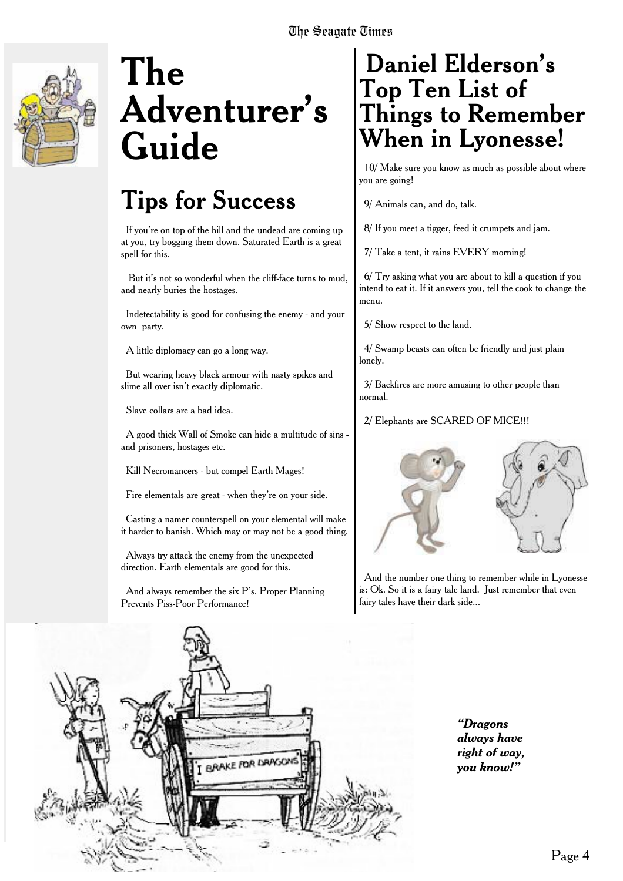# The Adventurer's Guide

## Tips for Success

If you're on top of the hill and the undead are coming up at you, try bogging them down. Saturated Earth is a great spell for this.

But it's not so wonderful when the cliff-face turns to mud, and nearly buries the hostages.

Indetectability is good for confusing the enemy - and your own party.

A little diplomacy can go a long way.

But wearing heavy black armour with nasty spikes and slime all over isn't exactly diplomatic.

Slave collars are a bad idea.

A good thick Wall of Smoke can hide a multitude of sins - and prisoners, hostages etc.

Kill Necromancers - but compel Earth Mages!

Fire elementals are great - when they're on your side.

Casting a namer counterspell on your elemental will make it harder to banish. Which may or may not be a good thing.

Always try attack the enemy from the unexpected direction. Earth elementals are good for this.

And always remember the six P's. Proper Planning Prevents Piss-Poor Performance!

# Daniel Elderson's Top Ten List of Things to Remember When in Lyonesse!

10/ Make sure you know as much as possible about where you are going!

9/ Animals can, and do, talk.

8/ If you meet a tigger, feed it crumpets and jam.

7/ Take a tent, it rains EVERY morning!

6/ Try asking what you are about to kill a question if you intend to eat it. If it answers you, tell the cook to change the menu.

5/ Show respect to the land.

4/ Swamp beasts can often be friendly and just plain lonely.

3/ Backfires are more amusing to other people than normal.

2/ Elephants are SCARED OF MICE!!!

And the number one thing to remember while in Lyonesse is: Ok. So it is a fairy tale land. Just remember that even fairy tales have their dark side...

*"Dragons always have right of way, you know!"*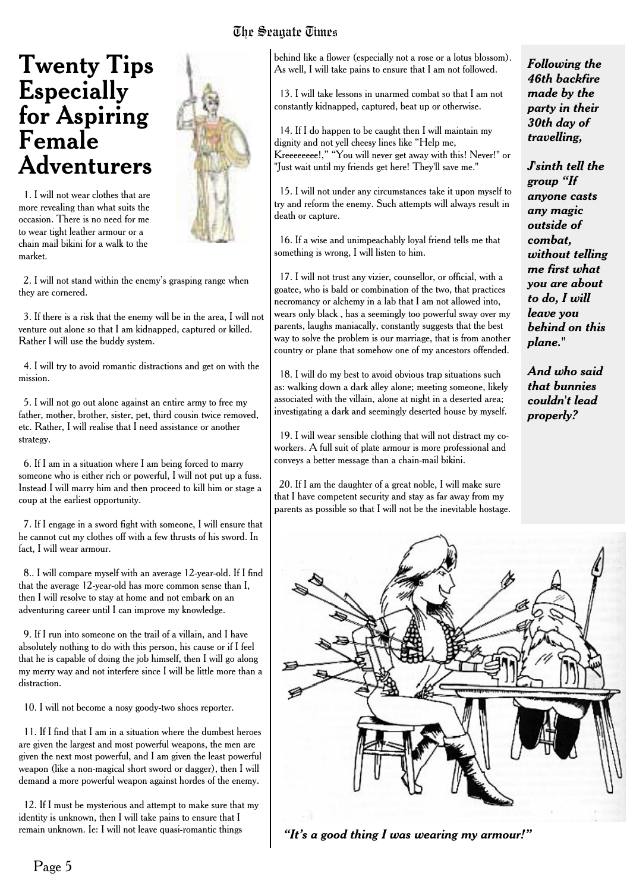# Twenty Tips Especially for Aspiring Female Adventurers

1. I will not wear clothes that are more revealing than what suits the occasion. There is no need for me to wear tight leather armour or a chain mail bikini for a walk to the market.

2. I will not stand within the enemy's grasping range when they are cornered.

3. If there is a risk that the enemy will be in the area, I will not venture out alone so that I am kidnapped, captured or killed. Rather I will use the buddy system.

4. I will try to avoid romantic distractions and get on with the mission.

5. I will not go out alone against an entire army to free my father, mother, brother, sister, pet, third cousin twice removed, etc. Rather, I will realise that I need assistance or another strategy.

6. If I am in a situation where I am being forced to marry someone who is either rich or powerful, I will not put up a fuss. Instead I will marry him and then proceed to kill him or stage a coup at the earliest opportunity.

7. If I engage in a sword fight with someone, I will ensure that he cannot cut my clothes off with a few thrusts of his sword. In fact, I will wear armour.

8.. I will compare myself with an average 12-year-old. If I find that the average 12-year-old has more common sense than I, then I will resolve to stay at home and not embark on an adventuring career until I can improve my knowledge.

9. If I run into someone on the trail of a villain, and I have absolutely nothing to do with this person, his cause or if I feel that he is capable of doing the job himself, then I will go along my merry way and not interfere since I will be little more than a distraction.

10. I will not become a nosy goody-two shoes reporter.

11. If I find that I am in a situation where the dumbest heroes are given the largest and most powerful weapons, the men are given the next most powerful, and I am given the least powerful weapon (like a non-magical short sword or dagger), then I will demand a more powerful weapon against hordes of the enemy.

12. If I must be mysterious and attempt to make sure that my identity is unknown, then I will take pains to ensure that I remain unknown. Ie: I will not leave quasi-romantic things behind like a flower (especially not a rose or a lotus blossom). As well, I will take pains to ensure that I am not followed.

13. I will take lessons in unarmed combat so that I am not constantly kidnapped, captured, beat up or otherwise.

14. If I do happen to be caught then I will maintain my dignity and not yell cheesy lines like "Help me, Kreeeeeeee!," "You will never get away with this! Never!" or "Just wait until my friends get here! They'll save me."

15. I will not under any circumstances take it upon myself to try and reform the enemy. Such attempts will always result in death or capture.

16. If a wise and unimpeachably loyal friend tells me that something is wrong, I will listen to him.

17. I will not trust any vizier, counsellor, or official, with a goatee, who is bald or combination of the two, that practices necromancy or alchemy in a lab that I am not allowed into, wears only black , has a seemingly too powerful sway over my parents, laughs maniacally, constantly suggests that the best way to solve the problem is our marriage, that is from another country or plane that somehow one of my ancestors offended.

18. I will do my best to avoid obvious trap situations such as: walking down a dark alley alone; meeting someone, likely associated with the villain, alone at night in a deserted area; investigating a dark and seemingly deserted house by myself.

19. I will wear sensible clothing that will not distract my co-workers. A full suit of plate armour is more professional and conveys a better message than a chain-mail bikini.

20. If I am the daughter of a great noble, I will make sure that I have competent security and stay as far away from my parents as possible so that I will not be the inevitable hostage.

***Following the 46th backfire made by the party in their 30th day of travelling,***

***J'sinth tell the group "If anyone casts any magic outside of combat, without telling me first what you are about to do, I will leave you behind on this plane."***

***And who said that bunnies couldn't lead properly?***

*"It's a good thing I was wearing my armour!"*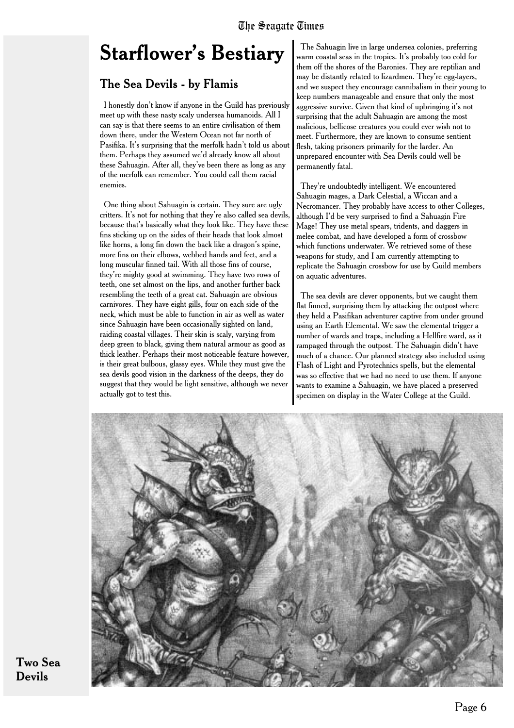# Starflower's Bestiary

## The Sea Devils - by Flamis

I honestly don't know if anyone in the Guild has previously meet up with these nasty scaly undersea humanoids. All I can say is that there seems to an entire civilisation of them down there, under the Western Ocean not far north of Pasifika. It's surprising that the merfolk hadn't told us about them. Perhaps they assumed we'd already know all about these Sahuagin. After all, they've been there as long as any of the merfolk can remember. You could call them racial enemies.

One thing about Sahuagin is certain. They sure are ugly critters. It's not for nothing that they're also called sea devils, because that's basically what they look like. They have these fins sticking up on the sides of their heads that look almost like horns, a long fin down the back like a dragon's spine, more fins on their elbows, webbed hands and feet, and a long muscular finned tail. With all those fins of course, they're mighty good at swimming. They have two rows of teeth, one set almost on the lips, and another further back resembling the teeth of a great cat. Sahuagin are obvious carnivores. They have eight gills, four on each side of the neck, which must be able to function in air as well as water since Sahuagin have been occasionally sighted on land, raiding coastal villages. Their skin is scaly, varying from deep green to black, giving them natural armour as good as thick leather. Perhaps their most noticeable feature however, is their great bulbous, glassy eyes. While they must give the sea devils good vision in the darkness of the deeps, they do suggest that they would be light sensitive, although we never actually got to test this.

The Sahuagin live in large undersea colonies, preferring warm coastal seas in the tropics. It's probably too cold for them off the shores of the Baronies. They are reptilian and may be distantly related to lizardmen. They're egg-layers, and we suspect they encourage cannibalism in their young to keep numbers manageable and ensure that only the most aggressive survive. Given that kind of upbringing it's not surprising that the adult Sahuagin are among the most malicious, bellicose creatures you could ever wish not to meet. Furthermore, they are known to consume sentient flesh, taking prisoners primarily for the larder. An unprepared encounter with Sea Devils could well be permanently fatal.

They're undoubtedly intelligent. We encountered Sahuagin mages, a Dark Celestial, a Wiccan and a Necromancer. They probably have access to other Colleges, although I'd be very surprised to find a Sahuagin Fire Mage! They use metal spears, tridents, and daggers in melee combat, and have developed a form of crossbow which functions underwater. We retrieved some of these weapons for study, and I am currently attempting to replicate the Sahuagin crossbow for use by Guild members on aquatic adventures.

The sea devils are clever opponents, but we caught them flat finned, surprising them by attacking the outpost where they held a Pasifikan adventurer captive from under ground using an Earth Elemental. We saw the elemental trigger a number of wards and traps, including a Hellfire ward, as it rampaged through the outpost. The Sahuagin didn't have much of a chance. Our planned strategy also included using Flash of Light and Pyrotechnics spells, but the elemental was so effective that we had no need to use them. If anyone wants to examine a Sahuagin, we have placed a preserved specimen on display in the Water College at the Guild.

**Two Sea Devils**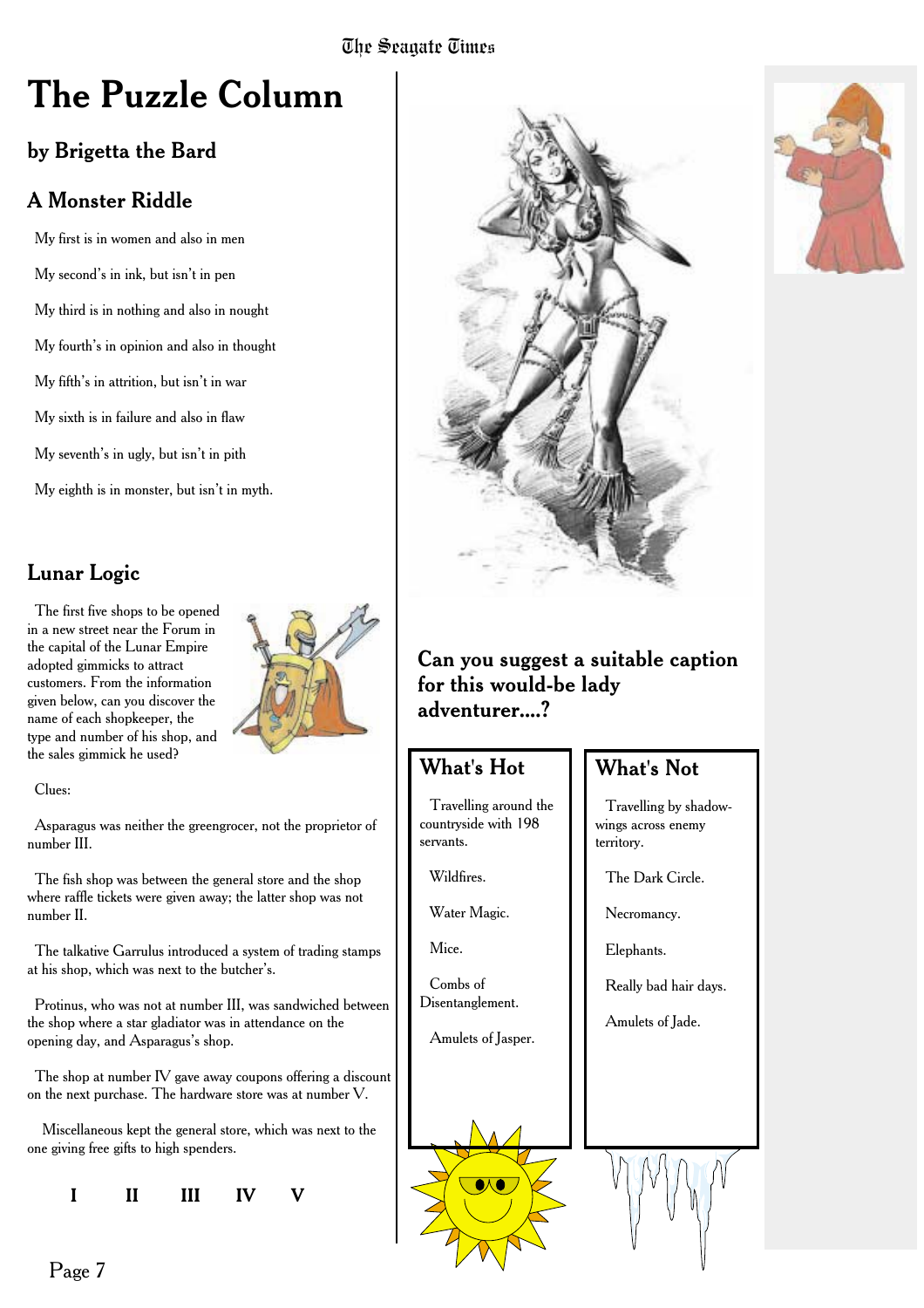# The Puzzle Column

## by Brigetta the Bard

### A Monster Riddle

My first is in women and also in men

My second's in ink, but isn't in pen

My third is in nothing and also in nought

My fourth's in opinion and also in thought

My fifth's in attrition, but isn't in war

My sixth is in failure and also in flaw

My seventh's in ugly, but isn't in pith

My eighth is in monster, but isn't in myth.

### Lunar Logic

The first five shops to be opened in a new street near the Forum in the capital of the Lunar Empire adopted gimmicks to attract customers. From the information given below, can you discover the name of each shopkeeper, the type and number of his shop, and the sales gimmick he used?

Clues:

Asparagus was neither the greengrocer, not the proprietor of number III.

The fish shop was between the general store and the shop where raffle tickets were given away; the latter shop was not number II.

The talkative Garrulus introduced a system of trading stamps at his shop, which was next to the butcher's.

Protinus, who was not at number III, was sandwiched between the shop where a star gladiator was in attendance on the opening day, and Asparagus's shop.

The shop at number IV gave away coupons offering a discount on the next purchase. The hardware store was at number V.

Miscellaneous kept the general store, which was next to the one giving free gifts to high spenders.

**I II III IV V**

**Can you suggest a suitable caption for this would-be lady adventurer....?**

### What's Hot

Travelling around the countryside with 198 servants.

Wildfires.

Water Magic.

Mice.

Combs of Disentanglement.

Amulets of Jasper.

### What's Not

Travelling by shadow-wings across enemy territory.

The Dark Circle.

Necromancy.

Elephants.

Really bad hair days.

Amulets of Jade.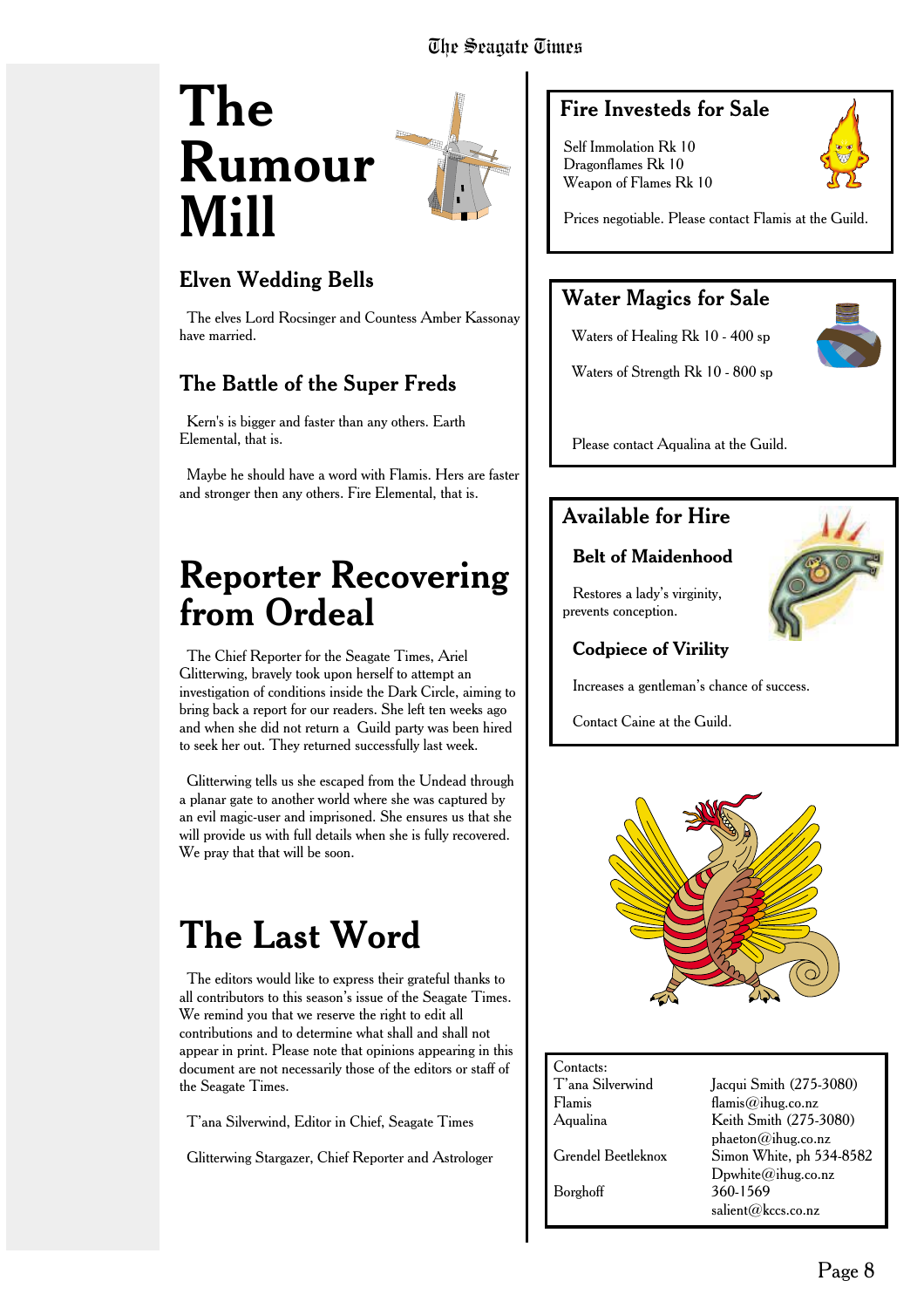# The Rumour Mill

## Elven Wedding Bells

The elves Lord Rocsinger and Countess Amber Kassonay have married.

## The Battle of the Super Freds

Kern's is bigger and faster than any others. Earth Elemental, that is.

Maybe he should have a word with Flamis. Hers are faster and stronger then any others. Fire Elemental, that is.

# Reporter Recovering from Ordeal

The Chief Reporter for the Seagate Times, Ariel Glitterwing, bravely took upon herself to attempt an investigation of conditions inside the Dark Circle, aiming to bring back a report for our readers. She left ten weeks ago and when she did not return a Guild party was been hired to seek her out. They returned successfully last week.

Glitterwing tells us she escaped from the Undead through a planar gate to another world where she was captured by an evil magic-user and imprisoned. She ensures us that she will provide us with full details when she is fully recovered. We pray that that will be soon.

# The Last Word

The editors would like to express their grateful thanks to all contributors to this season's issue of the Seagate Times. We remind you that we reserve the right to edit all contributions and to determine what shall and shall not appear in print. Please note that opinions appearing in this document are not necessarily those of the editors or staff of the Seagate Times.

T'ana Silverwind, Editor in Chief, Seagate Times

Glitterwing Stargazer, Chief Reporter and Astrologer

## Fire Investeds for Sale

Self Immolation Rk 10
Dragonflames Rk 10
Weapon of Flames Rk 10

Prices negotiable. Please contact Flamis at the Guild.

## Water Magics for Sale

Waters of Healing Rk 10 - 400 sp

Waters of Strength Rk 10 - 800 sp

Please contact Aqualina at the Guild.

## Available for Hire

### Belt of Maidenhood

Restores a lady's virginity, prevents conception.

### Codpiece of Virility

Increases a gentleman's chance of success.

Contact Caine at the Guild.

Contacts:

| | |
|---|---|
| T'ana Silverwind | Jacqui Smith (275-3080) |
| Flamis | flamis@ihug.co.nz |
| Aqualina | Keith Smith (275-3080) phaeton@ihug.co.nz |
| Grendel Beetleknox | Simon White, ph 534-8582 Dpwhite@ihug.co.nz |
| Borghoff | 360-1569 salient@kccs.co.nz |